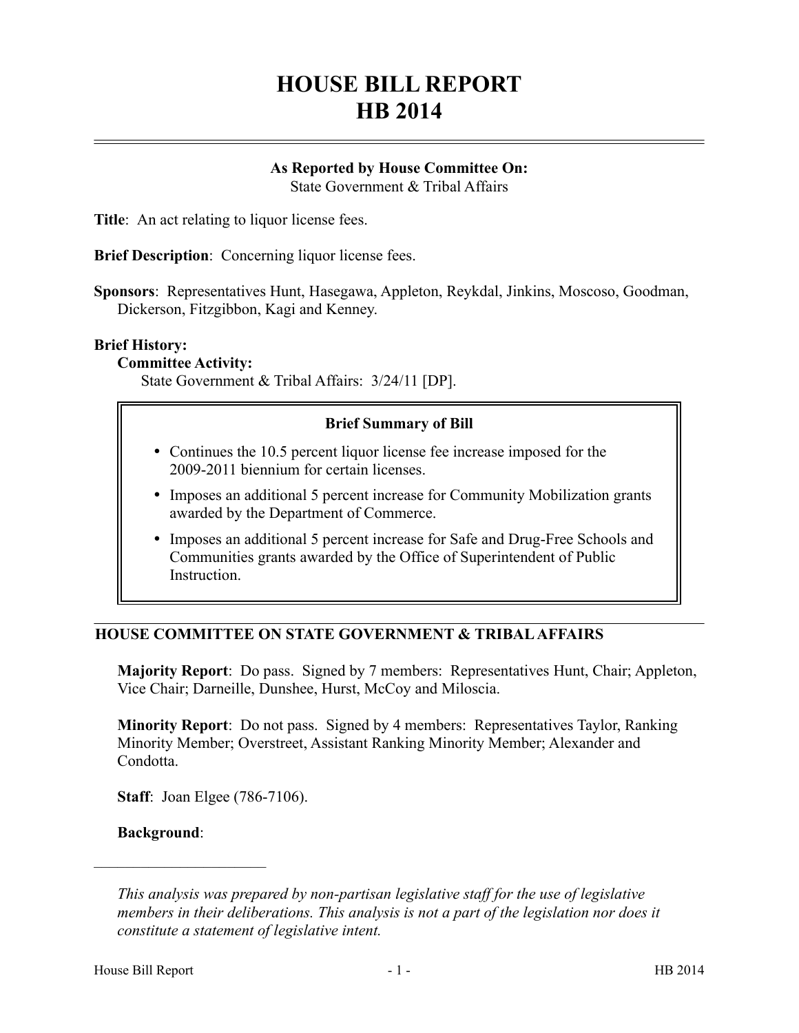# HOUSE BILL REPORT
# HB 2014

**As Reported by House Committee On:**
State Government & Tribal Affairs

**Title**: An act relating to liquor license fees.

**Brief Description**: Concerning liquor license fees.

**Sponsors**: Representatives Hunt, Hasegawa, Appleton, Reykdal, Jinkins, Moscoso, Goodman, Dickerson, Fitzgibbon, Kagi and Kenney.

**Brief History:**

**Committee Activity:**

State Government & Tribal Affairs: 3/24/11 [DP].

**Brief Summary of Bill**

- Continues the 10.5 percent liquor license fee increase imposed for the 2009-2011 biennium for certain licenses.
- Imposes an additional 5 percent increase for Community Mobilization grants awarded by the Department of Commerce.
- Imposes an additional 5 percent increase for Safe and Drug-Free Schools and Communities grants awarded by the Office of Superintendent of Public Instruction.

## HOUSE COMMITTEE ON STATE GOVERNMENT & TRIBAL AFFAIRS

**Majority Report**: Do pass. Signed by 7 members: Representatives Hunt, Chair; Appleton, Vice Chair; Darneille, Dunshee, Hurst, McCoy and Miloscia.

**Minority Report**: Do not pass. Signed by 4 members: Representatives Taylor, Ranking Minority Member; Overstreet, Assistant Ranking Minority Member; Alexander and Condotta.

**Staff**: Joan Elgee (786-7106).

**Background**:

*This analysis was prepared by non-partisan legislative staff for the use of legislative members in their deliberations. This analysis is not a part of the legislation nor does it constitute a statement of legislative intent.*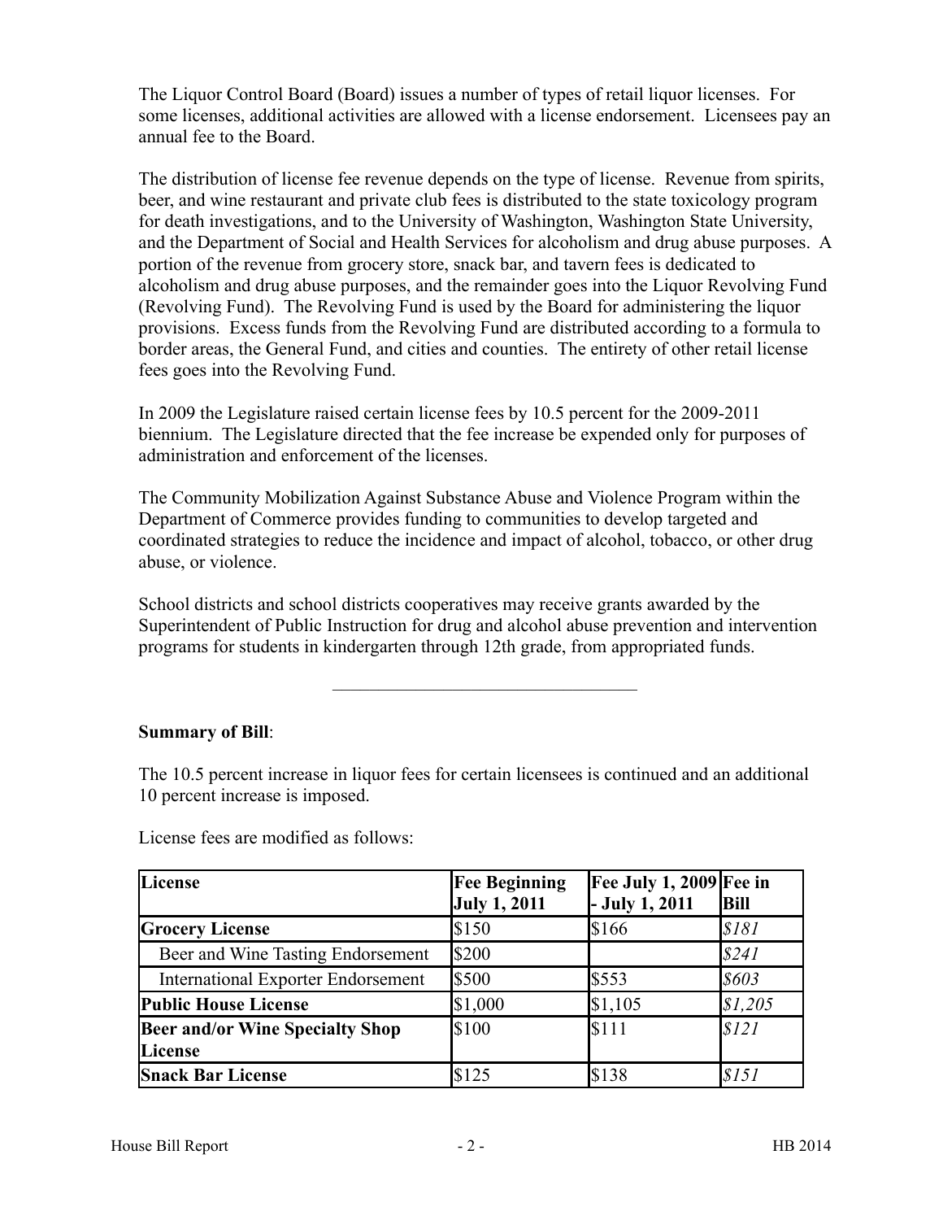The Liquor Control Board (Board) issues a number of types of retail liquor licenses. For some licenses, additional activities are allowed with a license endorsement. Licensees pay an annual fee to the Board.

The distribution of license fee revenue depends on the type of license. Revenue from spirits, beer, and wine restaurant and private club fees is distributed to the state toxicology program for death investigations, and to the University of Washington, Washington State University, and the Department of Social and Health Services for alcoholism and drug abuse purposes. A portion of the revenue from grocery store, snack bar, and tavern fees is dedicated to alcoholism and drug abuse purposes, and the remainder goes into the Liquor Revolving Fund (Revolving Fund). The Revolving Fund is used by the Board for administering the liquor provisions. Excess funds from the Revolving Fund are distributed according to a formula to border areas, the General Fund, and cities and counties. The entirety of other retail license fees goes into the Revolving Fund.

In 2009 the Legislature raised certain license fees by 10.5 percent for the 2009-2011 biennium. The Legislature directed that the fee increase be expended only for purposes of administration and enforcement of the licenses.

The Community Mobilization Against Substance Abuse and Violence Program within the Department of Commerce provides funding to communities to develop targeted and coordinated strategies to reduce the incidence and impact of alcohol, tobacco, or other drug abuse, or violence.

School districts and school districts cooperatives may receive grants awarded by the Superintendent of Public Instruction for drug and alcohol abuse prevention and intervention programs for students in kindergarten through 12th grade, from appropriated funds.

---

**Summary of Bill**:

The 10.5 percent increase in liquor fees for certain licensees is continued and an additional 10 percent increase is imposed.

License fees are modified as follows:

| License | Fee Beginning July 1, 2011 | Fee July 1, 2009 - July 1, 2011 | Fee in Bill |
|---|---|---|---|
| **Grocery License** | \$150 | \$166 | *\$181* |
| Beer and Wine Tasting Endorsement | \$200 | | *\$241* |
| International Exporter Endorsement | \$500 | \$553 | *\$603* |
| **Public House License** | \$1,000 | \$1,105 | *\$1,205* |
| **Beer and/or Wine Specialty Shop License** | \$100 | \$111 | *\$121* |
| **Snack Bar License** | \$125 | \$138 | *\$151* |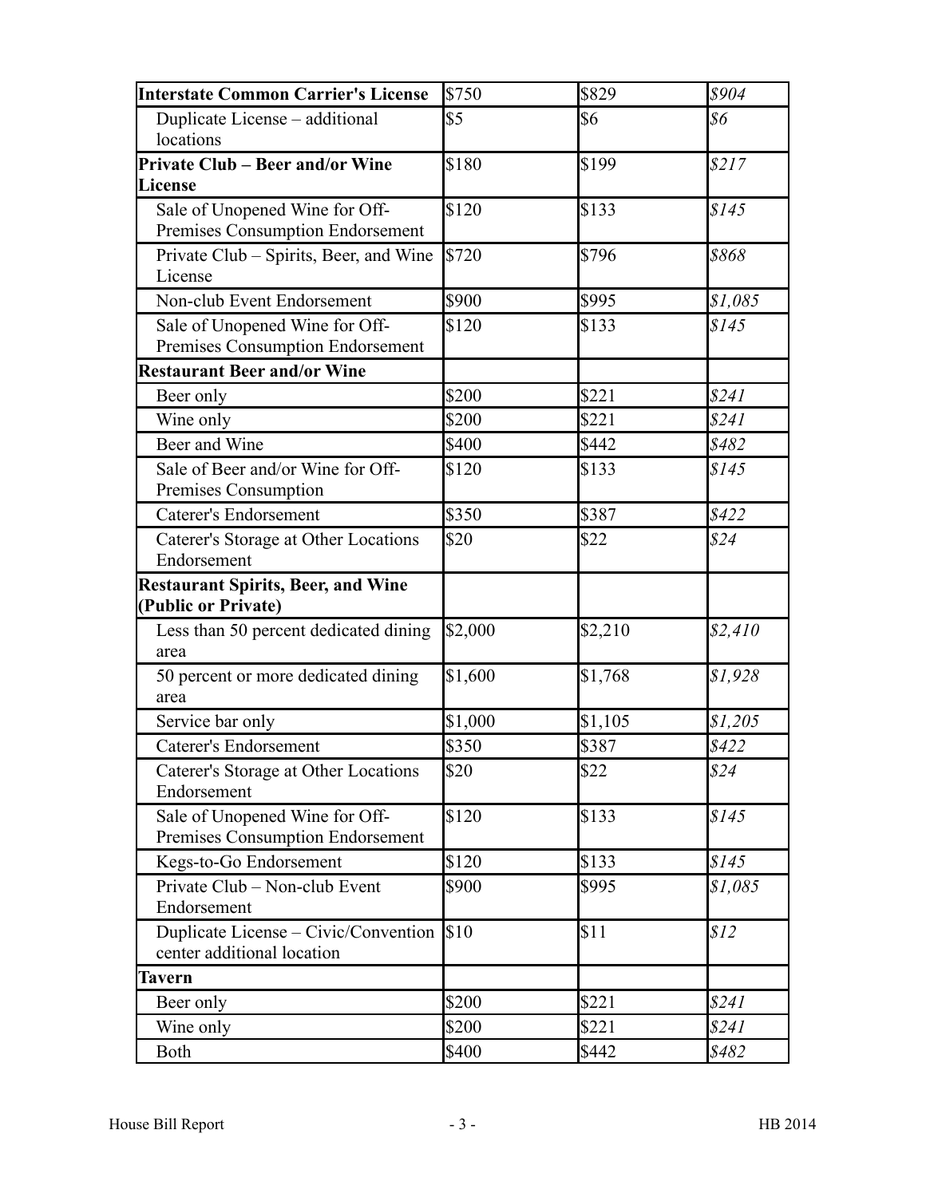| **Interstate Common Carrier's License** | $750 | $829 | *$904* |
|---|---|---|---|
| Duplicate License – additional locations | $5 | $6 | *$6* |
| **Private Club – Beer and/or Wine License** | $180 | $199 | *$217* |
| Sale of Unopened Wine for Off-Premises Consumption Endorsement | $120 | $133 | *$145* |
| Private Club – Spirits, Beer, and Wine License | $720 | $796 | *$868* |
| Non-club Event Endorsement | $900 | $995 | *$1,085* |
| Sale of Unopened Wine for Off-Premises Consumption Endorsement | $120 | $133 | *$145* |
| **Restaurant Beer and/or Wine** | | | |
| Beer only | $200 | $221 | *$241* |
| Wine only | $200 | $221 | *$241* |
| Beer and Wine | $400 | $442 | *$482* |
| Sale of Beer and/or Wine for Off-Premises Consumption | $120 | $133 | *$145* |
| Caterer's Endorsement | $350 | $387 | *$422* |
| Caterer's Storage at Other Locations Endorsement | $20 | $22 | *$24* |
| **Restaurant Spirits, Beer, and Wine (Public or Private)** | | | |
| Less than 50 percent dedicated dining area | $2,000 | $2,210 | *$2,410* |
| 50 percent or more dedicated dining area | $1,600 | $1,768 | *$1,928* |
| Service bar only | $1,000 | $1,105 | *$1,205* |
| Caterer's Endorsement | $350 | $387 | *$422* |
| Caterer's Storage at Other Locations Endorsement | $20 | $22 | *$24* |
| Sale of Unopened Wine for Off-Premises Consumption Endorsement | $120 | $133 | *$145* |
| Kegs-to-Go Endorsement | $120 | $133 | *$145* |
| Private Club – Non-club Event Endorsement | $900 | $995 | *$1,085* |
| Duplicate License – Civic/Convention center additional location | $10 | $11 | *$12* |
| **Tavern** | | | |
| Beer only | $200 | $221 | *$241* |
| Wine only | $200 | $221 | *$241* |
| Both | $400 | $442 | *$482* |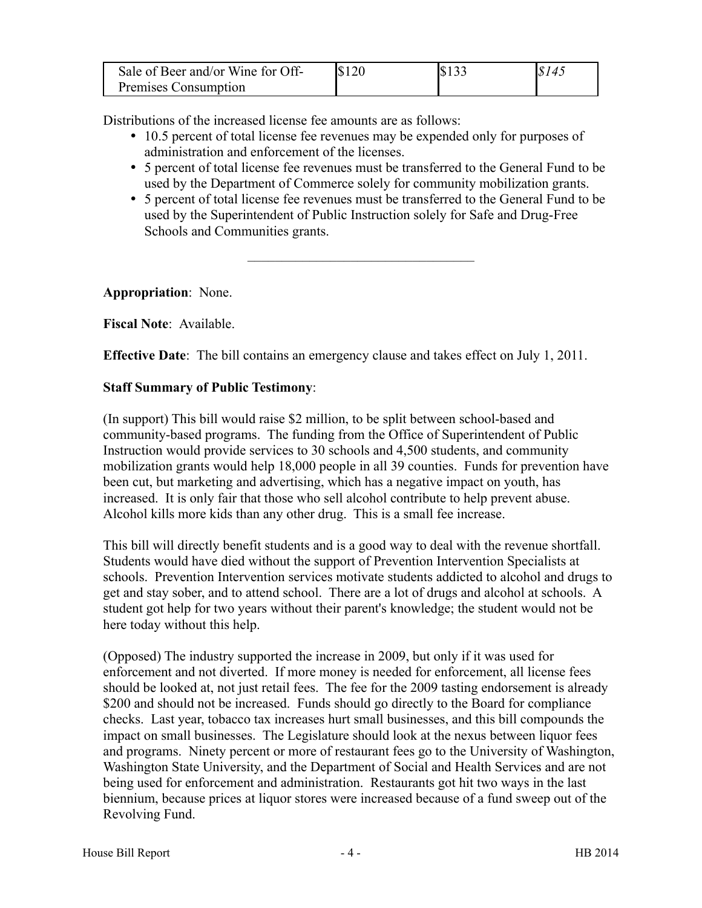| Sale of Beer and/or Wine for Off-Premises Consumption | $120 | $133 | *$145* |
|---|---|---|---|

Distributions of the increased license fee amounts are as follows:

- 10.5 percent of total license fee revenues may be expended only for purposes of administration and enforcement of the licenses.
- 5 percent of total license fee revenues must be transferred to the General Fund to be used by the Department of Commerce solely for community mobilization grants.
- 5 percent of total license fee revenues must be transferred to the General Fund to be used by the Superintendent of Public Instruction solely for Safe and Drug-Free Schools and Communities grants.

---

**Appropriation**: None.

**Fiscal Note**: Available.

**Effective Date**: The bill contains an emergency clause and takes effect on July 1, 2011.

**Staff Summary of Public Testimony**:

(In support) This bill would raise $2 million, to be split between school-based and community-based programs. The funding from the Office of Superintendent of Public Instruction would provide services to 30 schools and 4,500 students, and community mobilization grants would help 18,000 people in all 39 counties. Funds for prevention have been cut, but marketing and advertising, which has a negative impact on youth, has increased. It is only fair that those who sell alcohol contribute to help prevent abuse. Alcohol kills more kids than any other drug. This is a small fee increase.

This bill will directly benefit students and is a good way to deal with the revenue shortfall. Students would have died without the support of Prevention Intervention Specialists at schools. Prevention Intervention services motivate students addicted to alcohol and drugs to get and stay sober, and to attend school. There are a lot of drugs and alcohol at schools. A student got help for two years without their parent's knowledge; the student would not be here today without this help.

(Opposed) The industry supported the increase in 2009, but only if it was used for enforcement and not diverted. If more money is needed for enforcement, all license fees should be looked at, not just retail fees. The fee for the 2009 tasting endorsement is already $200 and should not be increased. Funds should go directly to the Board for compliance checks. Last year, tobacco tax increases hurt small businesses, and this bill compounds the impact on small businesses. The Legislature should look at the nexus between liquor fees and programs. Ninety percent or more of restaurant fees go to the University of Washington, Washington State University, and the Department of Social and Health Services and are not being used for enforcement and administration. Restaurants got hit two ways in the last biennium, because prices at liquor stores were increased because of a fund sweep out of the Revolving Fund.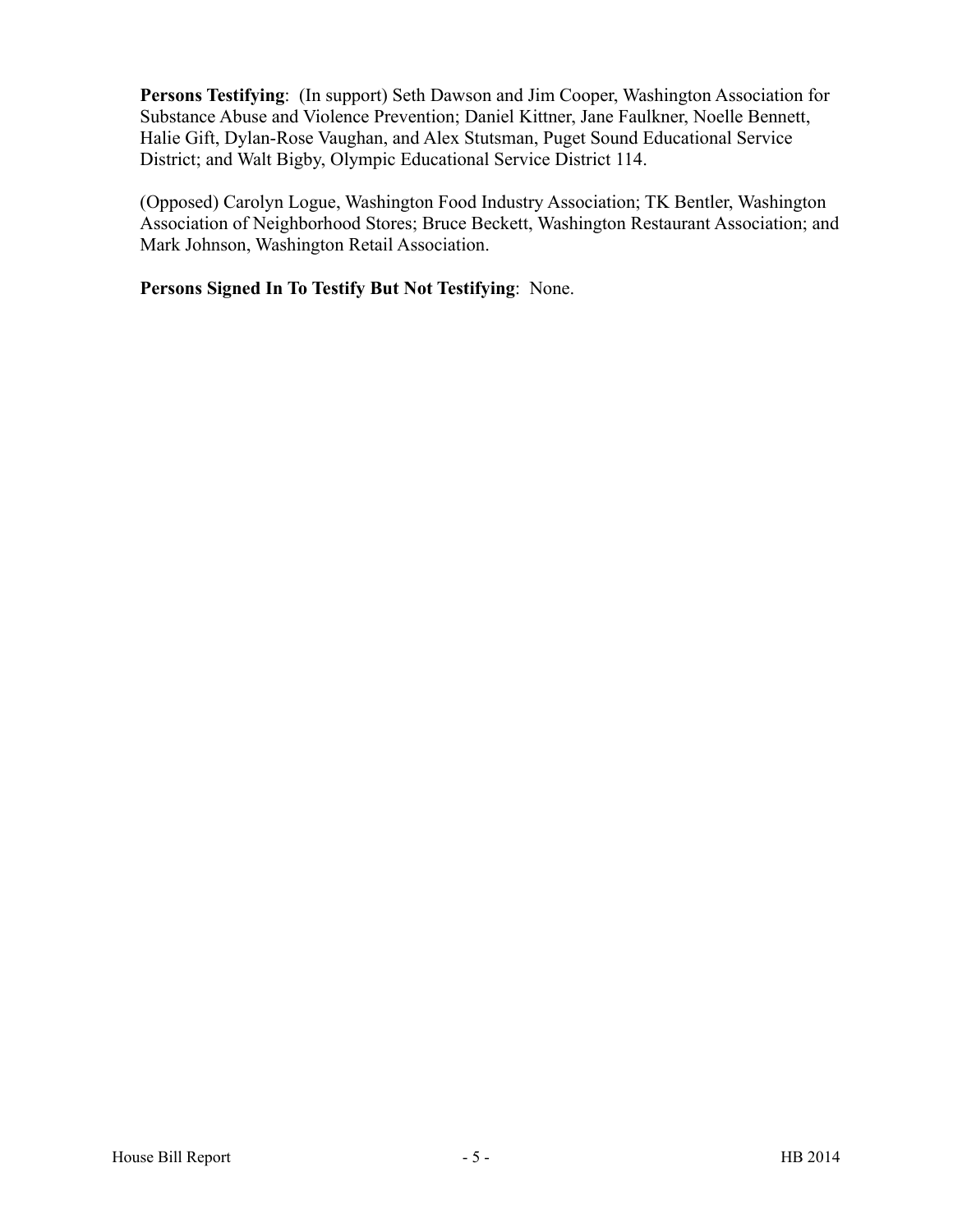**Persons Testifying**: (In support) Seth Dawson and Jim Cooper, Washington Association for Substance Abuse and Violence Prevention; Daniel Kittner, Jane Faulkner, Noelle Bennett, Halie Gift, Dylan-Rose Vaughan, and Alex Stutsman, Puget Sound Educational Service District; and Walt Bigby, Olympic Educational Service District 114.

(Opposed) Carolyn Logue, Washington Food Industry Association; TK Bentler, Washington Association of Neighborhood Stores; Bruce Beckett, Washington Restaurant Association; and Mark Johnson, Washington Retail Association.

**Persons Signed In To Testify But Not Testifying**: None.